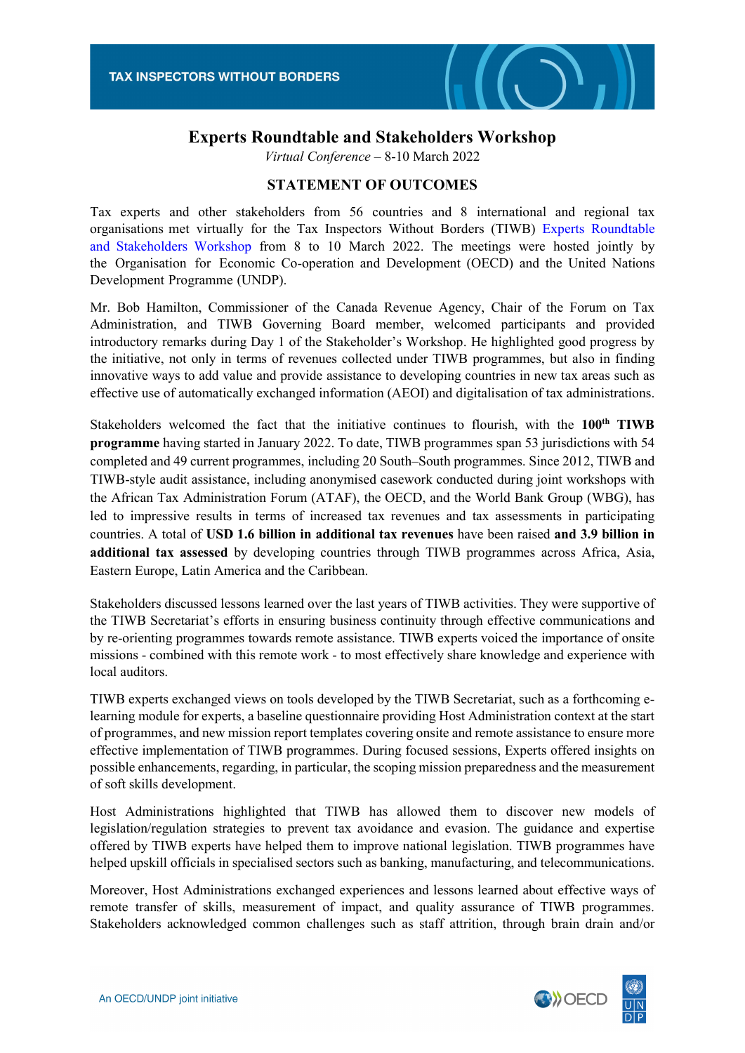# Experts Roundtable and Stakeholders Workshop

*Virtual Conference* – 8-10 March 2022

## STATEMENT OF OUTCOMES

Tax experts and other stakeholders from 56 countries and 8 international and regional tax organisations met virtually for the Tax Inspectors Without Borders (TIWB) Experts Roundtable and Stakeholders Workshop from 8 to 10 March 2022. The meetings were hosted jointly by the Organisation for Economic Co-operation and Development (OECD) and the United Nations Development Programme (UNDP).

Mr. Bob Hamilton, Commissioner of the Canada Revenue Agency, Chair of the Forum on Tax Administration, and TIWB Governing Board member, welcomed participants and provided introductory remarks during Day 1 of the Stakeholder's Workshop. He highlighted good progress by the initiative, not only in terms of revenues collected under TIWB programmes, but also in finding innovative ways to add value and provide assistance to developing countries in new tax areas such as effective use of automatically exchanged information (AEOI) and digitalisation of tax administrations.

Stakeholders welcomed the fact that the initiative continues to flourish, with the **100th TIWB programme** having started in January 2022. To date, TIWB programmes span 53 jurisdictions with 54 completed and 49 current programmes, including 20 South–South programmes. Since 2012, TIWB and TIWB-style audit assistance, including anonymised casework conducted during joint workshops with the African Tax Administration Forum (ATAF), the OECD, and the World Bank Group (WBG), has led to impressive results in terms of increased tax revenues and tax assessments in participating countries. A total of **USD 1.6 billion in additional tax revenues** have been raised **and 3.9 billion in additional tax assessed** by developing countries through TIWB programmes across Africa, Asia, Eastern Europe, Latin America and the Caribbean.

Stakeholders discussed lessons learned over the last years of TIWB activities. They were supportive of the TIWB Secretariat's efforts in ensuring business continuity through effective communications and by re-orienting programmes towards remote assistance. TIWB experts voiced the importance of onsite missions - combined with this remote work - to most effectively share knowledge and experience with local auditors.

TIWB experts exchanged views on tools developed by the TIWB Secretariat, such as a forthcoming e-learning module for experts, a baseline questionnaire providing Host Administration context at the start of programmes, and new mission report templates covering onsite and remote assistance to ensure more effective implementation of TIWB programmes. During focused sessions, Experts offered insights on possible enhancements, regarding, in particular, the scoping mission preparedness and the measurement of soft skills development.

Host Administrations highlighted that TIWB has allowed them to discover new models of legislation/regulation strategies to prevent tax avoidance and evasion. The guidance and expertise offered by TIWB experts have helped them to improve national legislation. TIWB programmes have helped upskill officials in specialised sectors such as banking, manufacturing, and telecommunications.

Moreover, Host Administrations exchanged experiences and lessons learned about effective ways of remote transfer of skills, measurement of impact, and quality assurance of TIWB programmes. Stakeholders acknowledged common challenges such as staff attrition, through brain drain and/or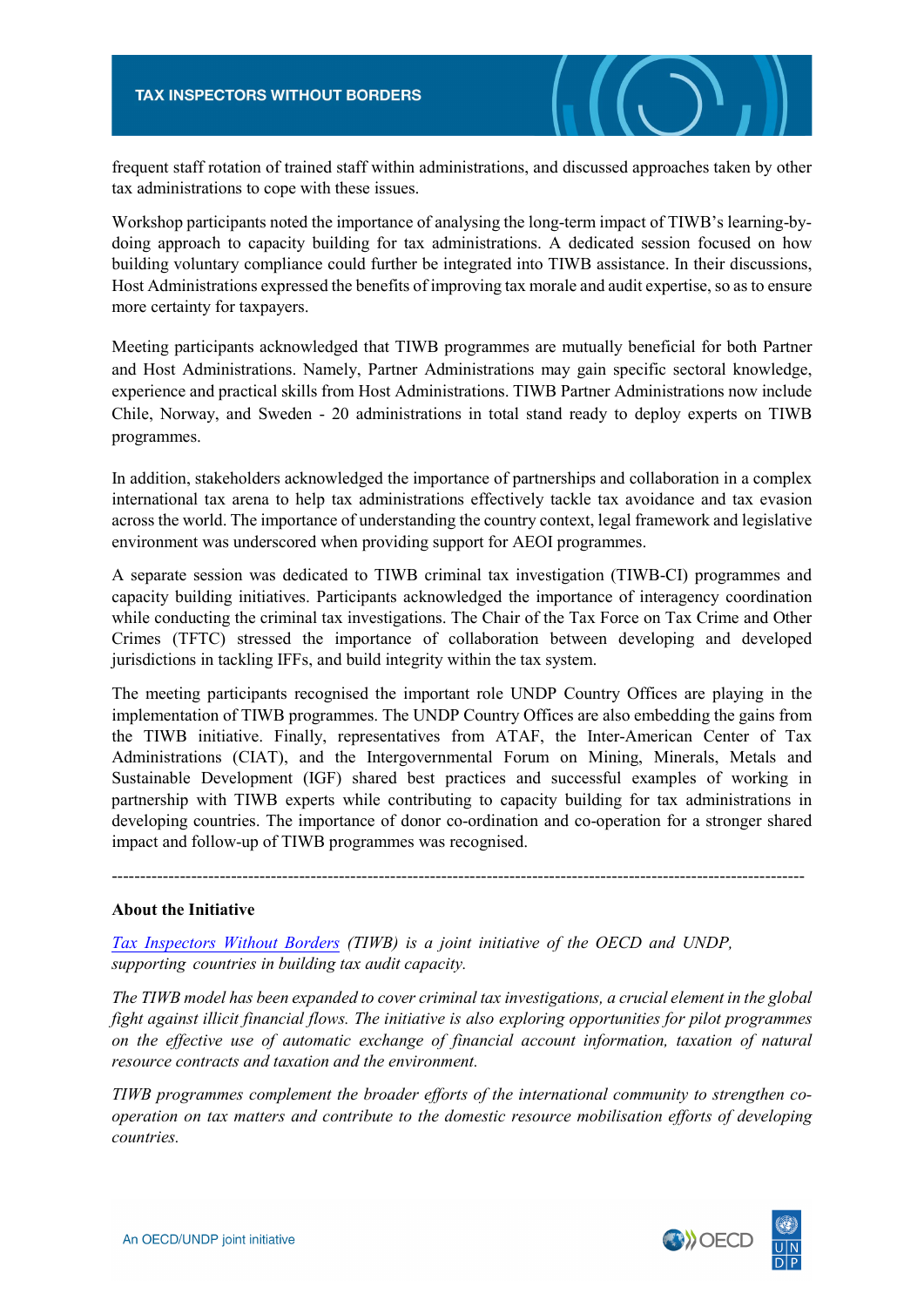frequent staff rotation of trained staff within administrations, and discussed approaches taken by other tax administrations to cope with these issues.

Workshop participants noted the importance of analysing the long-term impact of TIWB's learning-by-doing approach to capacity building for tax administrations. A dedicated session focused on how building voluntary compliance could further be integrated into TIWB assistance. In their discussions, Host Administrations expressed the benefits of improving tax morale and audit expertise, so as to ensure more certainty for taxpayers.

Meeting participants acknowledged that TIWB programmes are mutually beneficial for both Partner and Host Administrations. Namely, Partner Administrations may gain specific sectoral knowledge, experience and practical skills from Host Administrations. TIWB Partner Administrations now include Chile, Norway, and Sweden - 20 administrations in total stand ready to deploy experts on TIWB programmes.

In addition, stakeholders acknowledged the importance of partnerships and collaboration in a complex international tax arena to help tax administrations effectively tackle tax avoidance and tax evasion across the world. The importance of understanding the country context, legal framework and legislative environment was underscored when providing support for AEOI programmes.

A separate session was dedicated to TIWB criminal tax investigation (TIWB-CI) programmes and capacity building initiatives. Participants acknowledged the importance of interagency coordination while conducting the criminal tax investigations. The Chair of the Tax Force on Tax Crime and Other Crimes (TFTC) stressed the importance of collaboration between developing and developed jurisdictions in tackling IFFs, and build integrity within the tax system.

The meeting participants recognised the important role UNDP Country Offices are playing in the implementation of TIWB programmes. The UNDP Country Offices are also embedding the gains from the TIWB initiative. Finally, representatives from ATAF, the Inter-American Center of Tax Administrations (CIAT), and the Intergovernmental Forum on Mining, Minerals, Metals and Sustainable Development (IGF) shared best practices and successful examples of working in partnership with TIWB experts while contributing to capacity building for tax administrations in developing countries. The importance of donor co-ordination and co-operation for a stronger shared impact and follow-up of TIWB programmes was recognised.

---

**About the Initiative**

*Tax Inspectors Without Borders (TIWB) is a joint initiative of the OECD and UNDP, supporting countries in building tax audit capacity.*

*The TIWB model has been expanded to cover criminal tax investigations, a crucial element in the global fight against illicit financial flows. The initiative is also exploring opportunities for pilot programmes on the effective use of automatic exchange of financial account information, taxation of natural resource contracts and taxation and the environment.*

*TIWB programmes complement the broader efforts of the international community to strengthen co-operation on tax matters and contribute to the domestic resource mobilisation efforts of developing countries.*